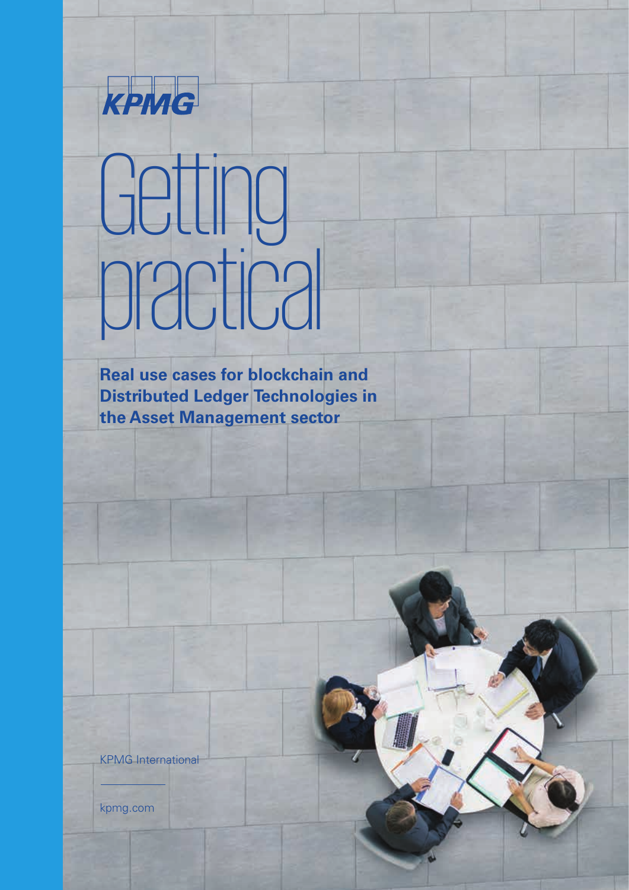KPMG

# Getting practical

**Real use cases for blockchain and Distributed Ledger Technologies in the Asset Management sector**

KPMG International

kpmg.com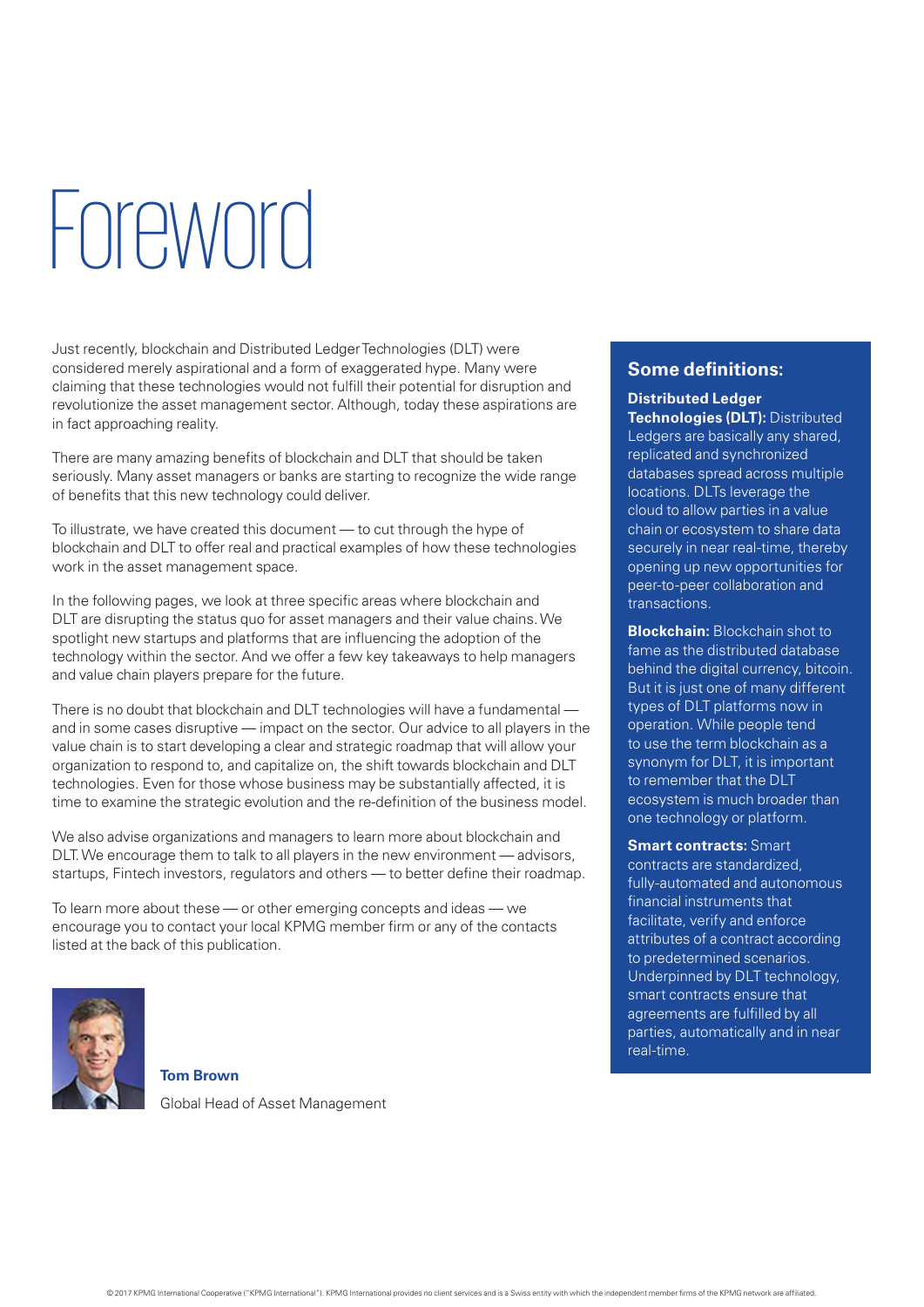# Foreword

Just recently, blockchain and Distributed Ledger Technologies (DLT) were considered merely aspirational and a form of exaggerated hype. Many were claiming that these technologies would not fulfill their potential for disruption and revolutionize the asset management sector. Although, today these aspirations are in fact approaching reality.

There are many amazing benefits of blockchain and DLT that should be taken seriously. Many asset managers or banks are starting to recognize the wide range of benefits that this new technology could deliver.

To illustrate, we have created this document — to cut through the hype of blockchain and DLT to offer real and practical examples of how these technologies work in the asset management space.

In the following pages, we look at three specific areas where blockchain and DLT are disrupting the status quo for asset managers and their value chains. We spotlight new startups and platforms that are influencing the adoption of the technology within the sector. And we offer a few key takeaways to help managers and value chain players prepare for the future.

There is no doubt that blockchain and DLT technologies will have a fundamental — and in some cases disruptive — impact on the sector. Our advice to all players in the value chain is to start developing a clear and strategic roadmap that will allow your organization to respond to, and capitalize on, the shift towards blockchain and DLT technologies. Even for those whose business may be substantially affected, it is time to examine the strategic evolution and the re-definition of the business model.

We also advise organizations and managers to learn more about blockchain and DLT. We encourage them to talk to all players in the new environment — advisors, startups, Fintech investors, regulators and others — to better define their roadmap.

To learn more about these — or other emerging concepts and ideas — we encourage you to contact your local KPMG member firm or any of the contacts listed at the back of this publication.

**Tom Brown**

Global Head of Asset Management

## Some definitions:

**Distributed Ledger Technologies (DLT):** Distributed Ledgers are basically any shared, replicated and synchronized databases spread across multiple locations. DLTs leverage the cloud to allow parties in a value chain or ecosystem to share data securely in near real-time, thereby opening up new opportunities for peer-to-peer collaboration and transactions.

**Blockchain:** Blockchain shot to fame as the distributed database behind the digital currency, bitcoin. But it is just one of many different types of DLT platforms now in operation. While people tend to use the term blockchain as a synonym for DLT, it is important to remember that the DLT ecosystem is much broader than one technology or platform.

**Smart contracts:** Smart contracts are standardized, fully-automated and autonomous financial instruments that facilitate, verify and enforce attributes of a contract according to predetermined scenarios. Underpinned by DLT technology, smart contracts ensure that agreements are fulfilled by all parties, automatically and in near real-time.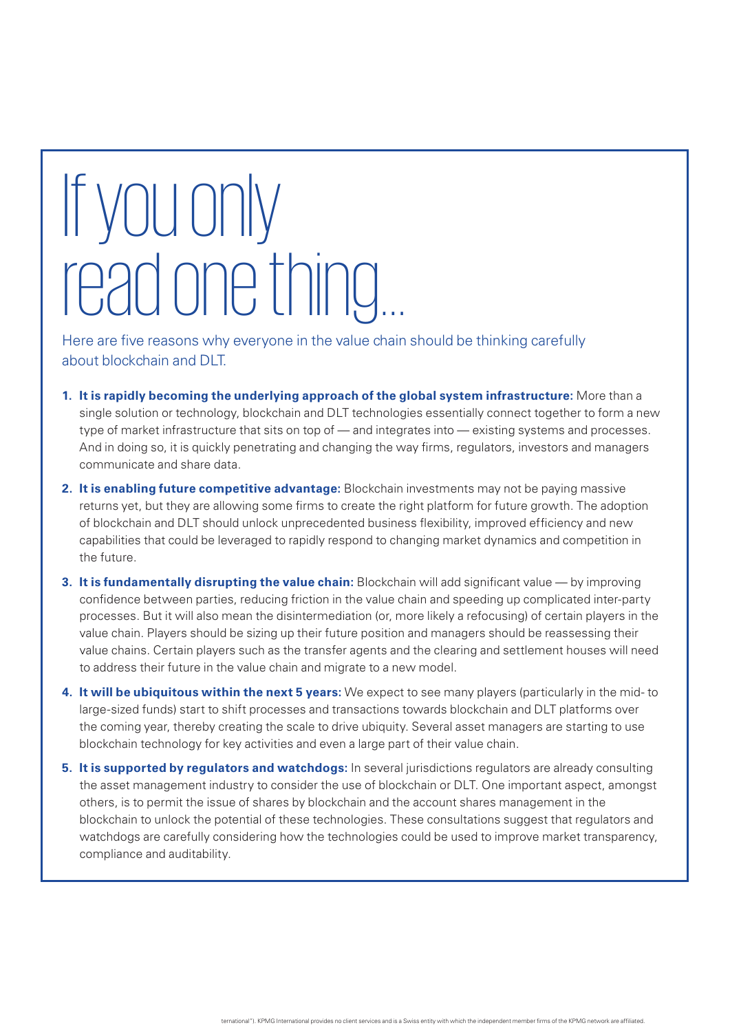# If you only read one thing...

Here are five reasons why everyone in the value chain should be thinking carefully about blockchain and DLT.

1. **It is rapidly becoming the underlying approach of the global system infrastructure:** More than a single solution or technology, blockchain and DLT technologies essentially connect together to form a new type of market infrastructure that sits on top of — and integrates into — existing systems and processes. And in doing so, it is quickly penetrating and changing the way firms, regulators, investors and managers communicate and share data.
2. **It is enabling future competitive advantage:** Blockchain investments may not be paying massive returns yet, but they are allowing some firms to create the right platform for future growth. The adoption of blockchain and DLT should unlock unprecedented business flexibility, improved efficiency and new capabilities that could be leveraged to rapidly respond to changing market dynamics and competition in the future.
3. **It is fundamentally disrupting the value chain:** Blockchain will add significant value — by improving confidence between parties, reducing friction in the value chain and speeding up complicated inter-party processes. But it will also mean the disintermediation (or, more likely a refocusing) of certain players in the value chain. Players should be sizing up their future position and managers should be reassessing their value chains. Certain players such as the transfer agents and the clearing and settlement houses will need to address their future in the value chain and migrate to a new model.
4. **It will be ubiquitous within the next 5 years:** We expect to see many players (particularly in the mid- to large-sized funds) start to shift processes and transactions towards blockchain and DLT platforms over the coming year, thereby creating the scale to drive ubiquity. Several asset managers are starting to use blockchain technology for key activities and even a large part of their value chain.
5. **It is supported by regulators and watchdogs:** In several jurisdictions regulators are already consulting the asset management industry to consider the use of blockchain or DLT. One important aspect, amongst others, is to permit the issue of shares by blockchain and the account shares management in the blockchain to unlock the potential of these technologies. These consultations suggest that regulators and watchdogs are carefully considering how the technologies could be used to improve market transparency, compliance and auditability.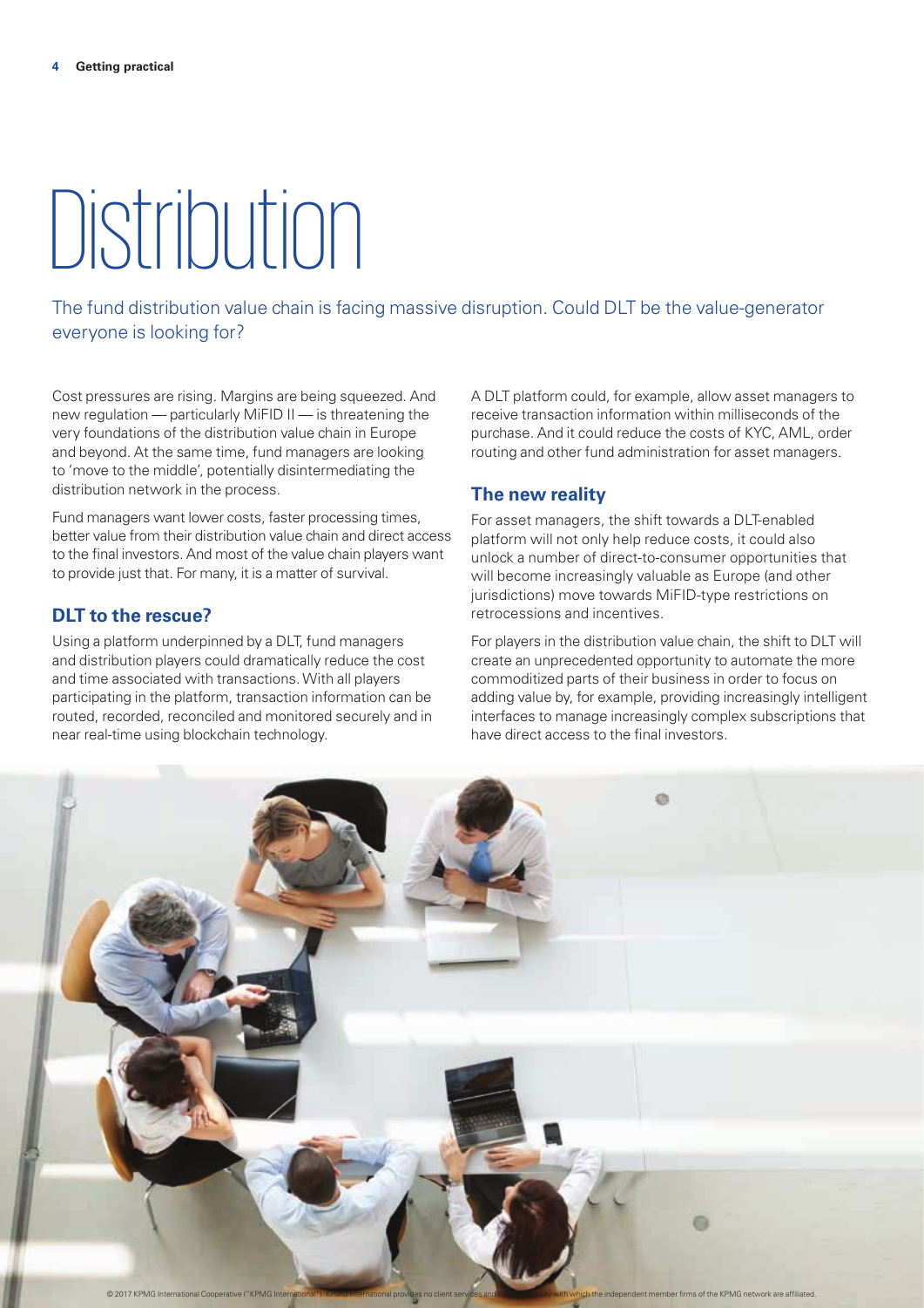# Distribution

The fund distribution value chain is facing massive disruption. Could DLT be the value-generator everyone is looking for?

Cost pressures are rising. Margins are being squeezed. And new regulation — particularly MiFID II — is threatening the very foundations of the distribution value chain in Europe and beyond. At the same time, fund managers are looking to 'move to the middle', potentially disintermediating the distribution network in the process.

Fund managers want lower costs, faster processing times, better value from their distribution value chain and direct access to the final investors. And most of the value chain players want to provide just that. For many, it is a matter of survival.

## DLT to the rescue?

Using a platform underpinned by a DLT, fund managers and distribution players could dramatically reduce the cost and time associated with transactions. With all players participating in the platform, transaction information can be routed, recorded, reconciled and monitored securely and in near real-time using blockchain technology.

A DLT platform could, for example, allow asset managers to receive transaction information within milliseconds of the purchase. And it could reduce the costs of KYC, AML, order routing and other fund administration for asset managers.

## The new reality

For asset managers, the shift towards a DLT-enabled platform will not only help reduce costs, it could also unlock a number of direct-to-consumer opportunities that will become increasingly valuable as Europe (and other jurisdictions) move towards MiFID-type restrictions on retrocessions and incentives.

For players in the distribution value chain, the shift to DLT will create an unprecedented opportunity to automate the more commoditized parts of their business in order to focus on adding value by, for example, providing increasingly intelligent interfaces to manage increasingly complex subscriptions that have direct access to the final investors.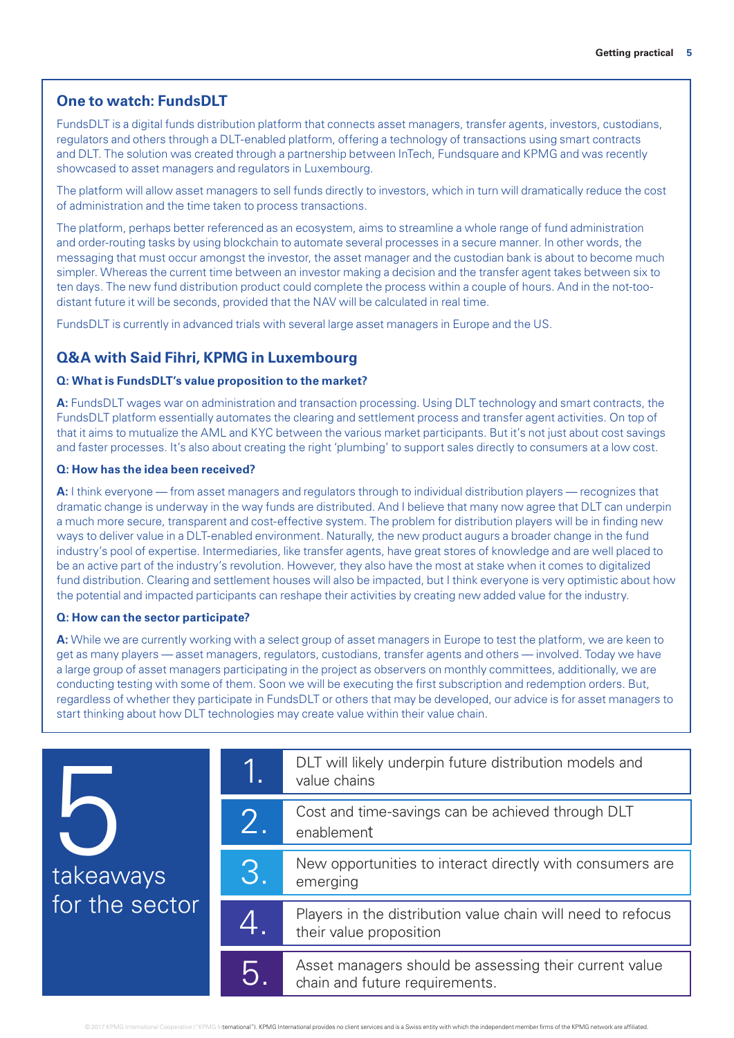## One to watch: FundsDLT

FundsDLT is a digital funds distribution platform that connects asset managers, transfer agents, investors, custodians, regulators and others through a DLT-enabled platform, offering a technology of transactions using smart contracts and DLT. The solution was created through a partnership between InTech, Fundsquare and KPMG and was recently showcased to asset managers and regulators in Luxembourg.

The platform will allow asset managers to sell funds directly to investors, which in turn will dramatically reduce the cost of administration and the time taken to process transactions.

The platform, perhaps better referenced as an ecosystem, aims to streamline a whole range of fund administration and order-routing tasks by using blockchain to automate several processes in a secure manner. In other words, the messaging that must occur amongst the investor, the asset manager and the custodian bank is about to become much simpler. Whereas the current time between an investor making a decision and the transfer agent takes between six to ten days. The new fund distribution product could complete the process within a couple of hours. And in the not-too-distant future it will be seconds, provided that the NAV will be calculated in real time.

FundsDLT is currently in advanced trials with several large asset managers in Europe and the US.

## Q&A with Said Fihri, KPMG in Luxembourg

**Q: What is FundsDLT's value proposition to the market?**

**A:** FundsDLT wages war on administration and transaction processing. Using DLT technology and smart contracts, the FundsDLT platform essentially automates the clearing and settlement process and transfer agent activities. On top of that it aims to mutualize the AML and KYC between the various market participants. But it's not just about cost savings and faster processes. It's also about creating the right 'plumbing' to support sales directly to consumers at a low cost.

**Q: How has the idea been received?**

**A:** I think everyone — from asset managers and regulators through to individual distribution players — recognizes that dramatic change is underway in the way funds are distributed. And I believe that many now agree that DLT can underpin a much more secure, transparent and cost-effective system. The problem for distribution players will be in finding new ways to deliver value in a DLT-enabled environment. Naturally, the new product augurs a broader change in the fund industry's pool of expertise. Intermediaries, like transfer agents, have great stores of knowledge and are well placed to be an active part of the industry's revolution. However, they also have the most at stake when it comes to digitalized fund distribution. Clearing and settlement houses will also be impacted, but I think everyone is very optimistic about how the potential and impacted participants can reshape their activities by creating new added value for the industry.

**Q: How can the sector participate?**

**A:** While we are currently working with a select group of asset managers in Europe to test the platform, we are keen to get as many players — asset managers, regulators, custodians, transfer agents and others — involved. Today we have a large group of asset managers participating in the project as observers on monthly committees, additionally, we are conducting testing with some of them. Soon we will be executing the first subscription and redemption orders. But, regardless of whether they participate in FundsDLT or others that may be developed, our advice is for asset managers to start thinking about how DLT technologies may create value within their value chain.

## 5 takeaways for the sector

1. DLT will likely underpin future distribution models and value chains
2. Cost and time-savings can be achieved through DLT enablement
3. New opportunities to interact directly with consumers are emerging
4. Players in the distribution value chain will need to refocus their value proposition
5. Asset managers should be assessing their current value chain and future requirements.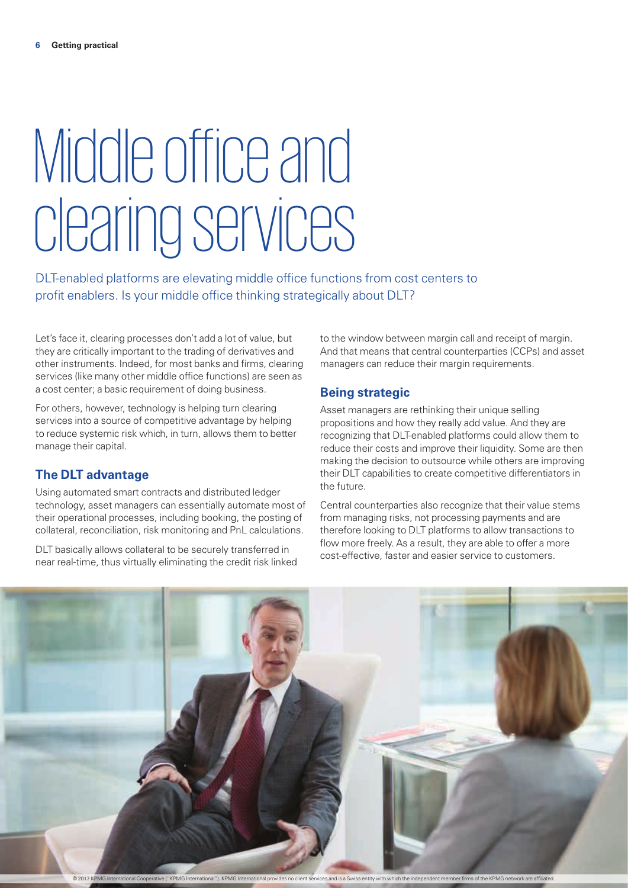# Middle office and clearing services

DLT-enabled platforms are elevating middle office functions from cost centers to profit enablers. Is your middle office thinking strategically about DLT?

Let's face it, clearing processes don't add a lot of value, but they are critically important to the trading of derivatives and other instruments. Indeed, for most banks and firms, clearing services (like many other middle office functions) are seen as a cost center; a basic requirement of doing business.

For others, however, technology is helping turn clearing services into a source of competitive advantage by helping to reduce systemic risk which, in turn, allows them to better manage their capital.

## The DLT advantage

Using automated smart contracts and distributed ledger technology, asset managers can essentially automate most of their operational processes, including booking, the posting of collateral, reconciliation, risk monitoring and PnL calculations.

DLT basically allows collateral to be securely transferred in near real-time, thus virtually eliminating the credit risk linked to the window between margin call and receipt of margin. And that means that central counterparties (CCPs) and asset managers can reduce their margin requirements.

## Being strategic

Asset managers are rethinking their unique selling propositions and how they really add value. And they are recognizing that DLT-enabled platforms could allow them to reduce their costs and improve their liquidity. Some are then making the decision to outsource while others are improving their DLT capabilities to create competitive differentiators in the future.

Central counterparties also recognize that their value stems from managing risks, not processing payments and are therefore looking to DLT platforms to allow transactions to flow more freely. As a result, they are able to offer a more cost-effective, faster and easier service to customers.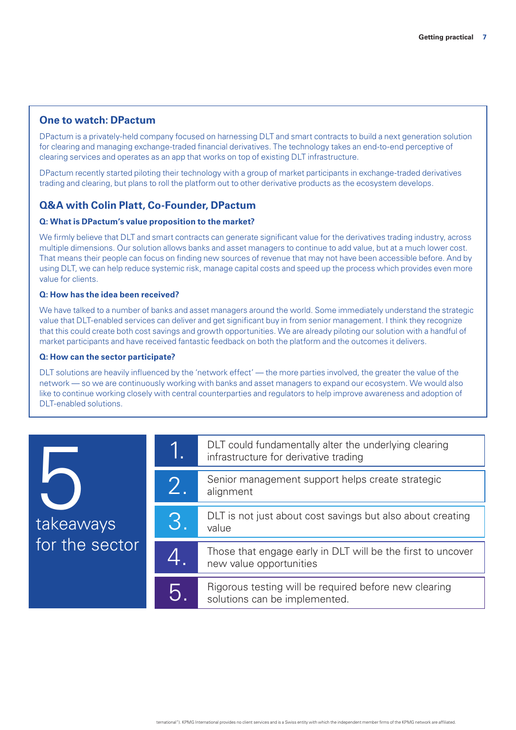## One to watch: DPactum

DPactum is a privately-held company focused on harnessing DLT and smart contracts to build a next generation solution for clearing and managing exchange-traded financial derivatives. The technology takes an end-to-end perceptive of clearing services and operates as an app that works on top of existing DLT infrastructure.

DPactum recently started piloting their technology with a group of market participants in exchange-traded derivatives trading and clearing, but plans to roll the platform out to other derivative products as the ecosystem develops.

## Q&A with Colin Platt, Co-Founder, DPactum

**Q: What is DPactum's value proposition to the market?**

We firmly believe that DLT and smart contracts can generate significant value for the derivatives trading industry, across multiple dimensions. Our solution allows banks and asset managers to continue to add value, but at a much lower cost. That means their people can focus on finding new sources of revenue that may not have been accessible before. And by using DLT, we can help reduce systemic risk, manage capital costs and speed up the process which provides even more value for clients.

**Q: How has the idea been received?**

We have talked to a number of banks and asset managers around the world. Some immediately understand the strategic value that DLT-enabled services can deliver and get significant buy in from senior management. I think they recognize that this could create both cost savings and growth opportunities. We are already piloting our solution with a handful of market participants and have received fantastic feedback on both the platform and the outcomes it delivers.

**Q: How can the sector participate?**

DLT solutions are heavily influenced by the 'network effect' — the more parties involved, the greater the value of the network — so we are continuously working with banks and asset managers to expand our ecosystem. We would also like to continue working closely with central counterparties and regulators to help improve awareness and adoption of DLT-enabled solutions.

## 5 takeaways for the sector

1. DLT could fundamentally alter the underlying clearing infrastructure for derivative trading
2. Senior management support helps create strategic alignment
3. DLT is not just about cost savings but also about creating value
4. Those that engage early in DLT will be the first to uncover new value opportunities
5. Rigorous testing will be required before new clearing solutions can be implemented.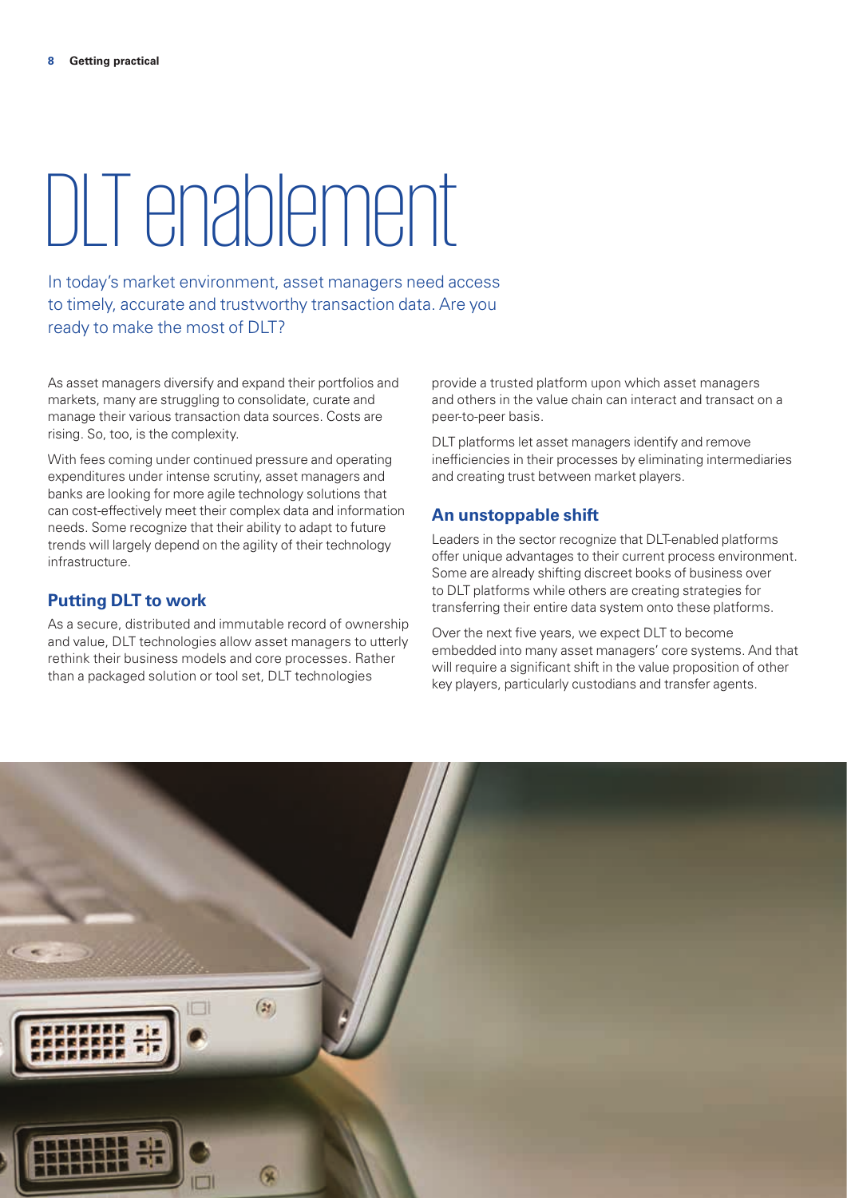# DLT enablement

In today's market environment, asset managers need access to timely, accurate and trustworthy transaction data. Are you ready to make the most of DLT?

As asset managers diversify and expand their portfolios and markets, many are struggling to consolidate, curate and manage their various transaction data sources. Costs are rising. So, too, is the complexity.

With fees coming under continued pressure and operating expenditures under intense scrutiny, asset managers and banks are looking for more agile technology solutions that can cost-effectively meet their complex data and information needs. Some recognize that their ability to adapt to future trends will largely depend on the agility of their technology infrastructure.

## Putting DLT to work

As a secure, distributed and immutable record of ownership and value, DLT technologies allow asset managers to utterly rethink their business models and core processes. Rather than a packaged solution or tool set, DLT technologies provide a trusted platform upon which asset managers and others in the value chain can interact and transact on a peer-to-peer basis.

DLT platforms let asset managers identify and remove inefficiencies in their processes by eliminating intermediaries and creating trust between market players.

## An unstoppable shift

Leaders in the sector recognize that DLT-enabled platforms offer unique advantages to their current process environment. Some are already shifting discreet books of business over to DLT platforms while others are creating strategies for transferring their entire data system onto these platforms.

Over the next five years, we expect DLT to become embedded into many asset managers' core systems. And that will require a significant shift in the value proposition of other key players, particularly custodians and transfer agents.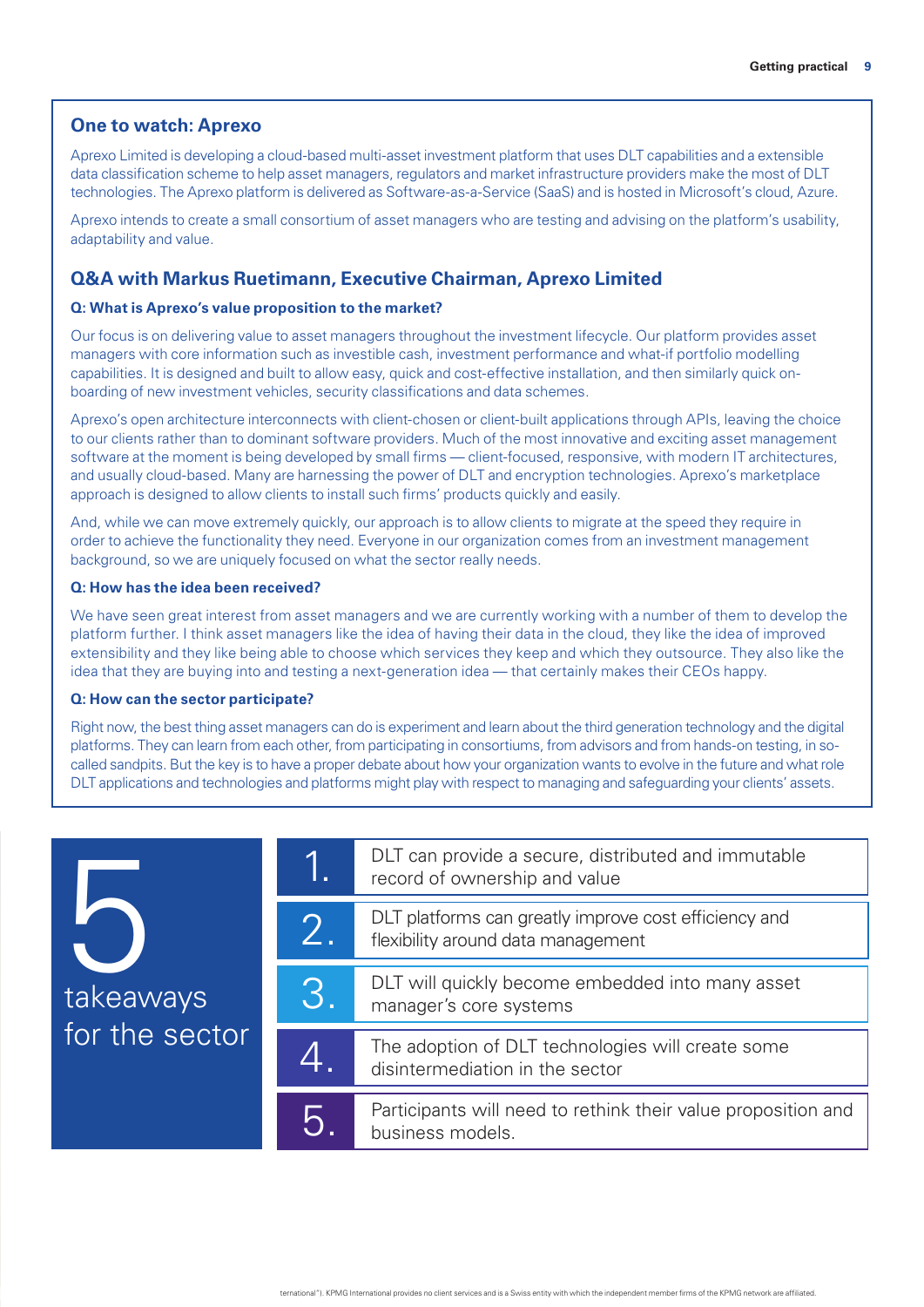## One to watch: Aprexo

Aprexo Limited is developing a cloud-based multi-asset investment platform that uses DLT capabilities and a extensible data classification scheme to help asset managers, regulators and market infrastructure providers make the most of DLT technologies. The Aprexo platform is delivered as Software-as-a-Service (SaaS) and is hosted in Microsoft's cloud, Azure.

Aprexo intends to create a small consortium of asset managers who are testing and advising on the platform's usability, adaptability and value.

### Q&A with Markus Ruetimann, Executive Chairman, Aprexo Limited

**Q: What is Aprexo's value proposition to the market?**

Our focus is on delivering value to asset managers throughout the investment lifecycle. Our platform provides asset managers with core information such as investible cash, investment performance and what-if portfolio modelling capabilities. It is designed and built to allow easy, quick and cost-effective installation, and then similarly quick on-boarding of new investment vehicles, security classifications and data schemes.

Aprexo's open architecture interconnects with client-chosen or client-built applications through APIs, leaving the choice to our clients rather than to dominant software providers. Much of the most innovative and exciting asset management software at the moment is being developed by small firms — client-focused, responsive, with modern IT architectures, and usually cloud-based. Many are harnessing the power of DLT and encryption technologies. Aprexo's marketplace approach is designed to allow clients to install such firms' products quickly and easily.

And, while we can move extremely quickly, our approach is to allow clients to migrate at the speed they require in order to achieve the functionality they need. Everyone in our organization comes from an investment management background, so we are uniquely focused on what the sector really needs.

**Q: How has the idea been received?**

We have seen great interest from asset managers and we are currently working with a number of them to develop the platform further. I think asset managers like the idea of having their data in the cloud, they like the idea of improved extensibility and they like being able to choose which services they keep and which they outsource. They also like the idea that they are buying into and testing a next-generation idea — that certainly makes their CEOs happy.

**Q: How can the sector participate?**

Right now, the best thing asset managers can do is experiment and learn about the third generation technology and the digital platforms. They can learn from each other, from participating in consortiums, from advisors and from hands-on testing, in so-called sandpits. But the key is to have a proper debate about how your organization wants to evolve in the future and what role DLT applications and technologies and platforms might play with respect to managing and safeguarding your clients' assets.

## 5 takeaways for the sector

1. DLT can provide a secure, distributed and immutable record of ownership and value
2. DLT platforms can greatly improve cost efficiency and flexibility around data management
3. DLT will quickly become embedded into many asset manager's core systems
4. The adoption of DLT technologies will create some disintermediation in the sector
5. Participants will need to rethink their value proposition and business models.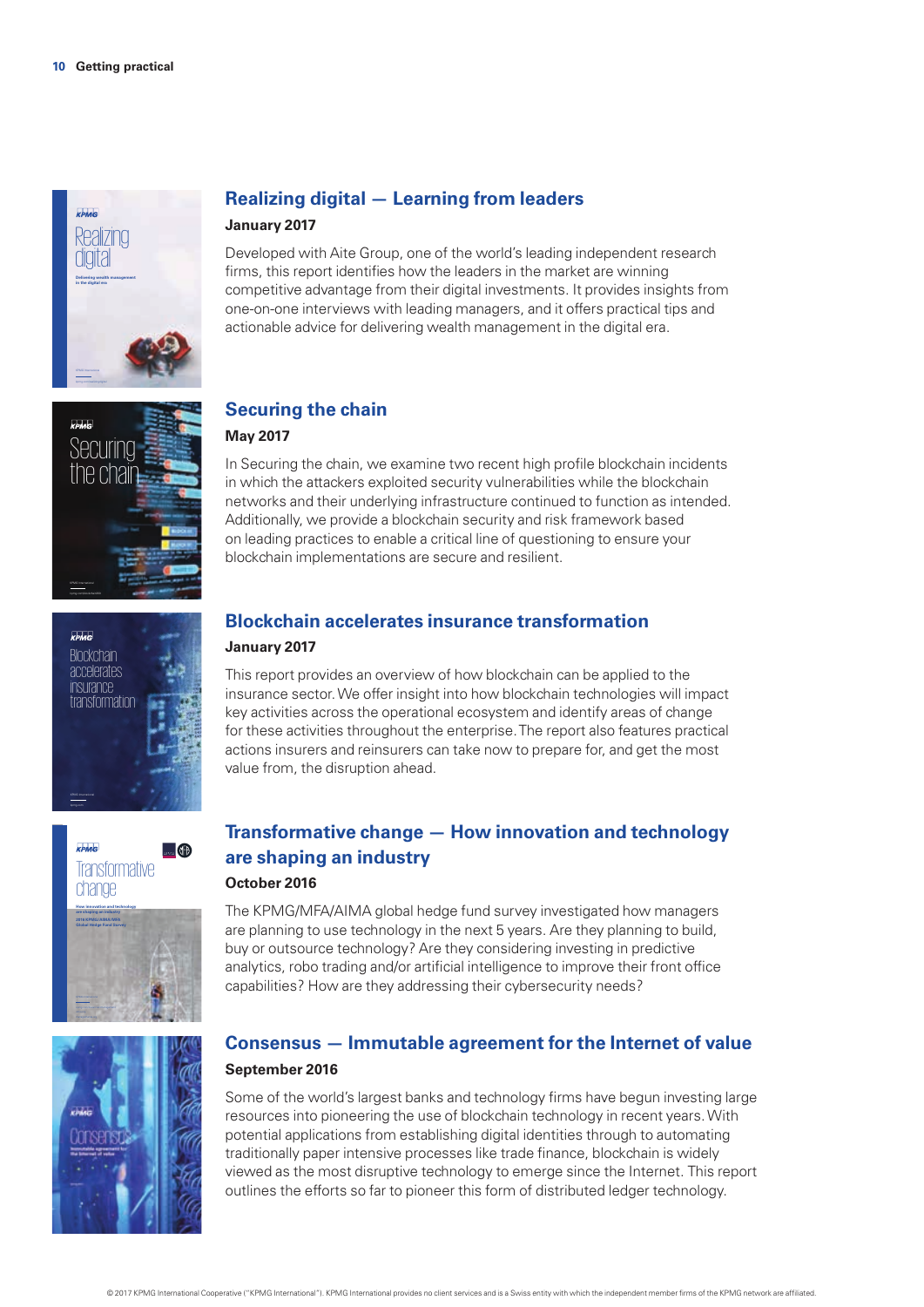## Realizing digital — Learning from leaders

**January 2017**

Developed with Aite Group, one of the world's leading independent research firms, this report identifies how the leaders in the market are winning competitive advantage from their digital investments. It provides insights from one-on-one interviews with leading managers, and it offers practical tips and actionable advice for delivering wealth management in the digital era.

## Securing the chain

**May 2017**

In Securing the chain, we examine two recent high profile blockchain incidents in which the attackers exploited security vulnerabilities while the blockchain networks and their underlying infrastructure continued to function as intended. Additionally, we provide a blockchain security and risk framework based on leading practices to enable a critical line of questioning to ensure your blockchain implementations are secure and resilient.

## Blockchain accelerates insurance transformation

**January 2017**

This report provides an overview of how blockchain can be applied to the insurance sector. We offer insight into how blockchain technologies will impact key activities across the operational ecosystem and identify areas of change for these activities throughout the enterprise. The report also features practical actions insurers and reinsurers can take now to prepare for, and get the most value from, the disruption ahead.

## Transformative change — How innovation and technology are shaping an industry

**October 2016**

The KPMG/MFA/AIMA global hedge fund survey investigated how managers are planning to use technology in the next 5 years. Are they planning to build, buy or outsource technology? Are they considering investing in predictive analytics, robo trading and/or artificial intelligence to improve their front office capabilities? How are they addressing their cybersecurity needs?

## Consensus — Immutable agreement for the Internet of value

**September 2016**

Some of the world's largest banks and technology firms have begun investing large resources into pioneering the use of blockchain technology in recent years. With potential applications from establishing digital identities through to automating traditionally paper intensive processes like trade finance, blockchain is widely viewed as the most disruptive technology to emerge since the Internet. This report outlines the efforts so far to pioneer this form of distributed ledger technology.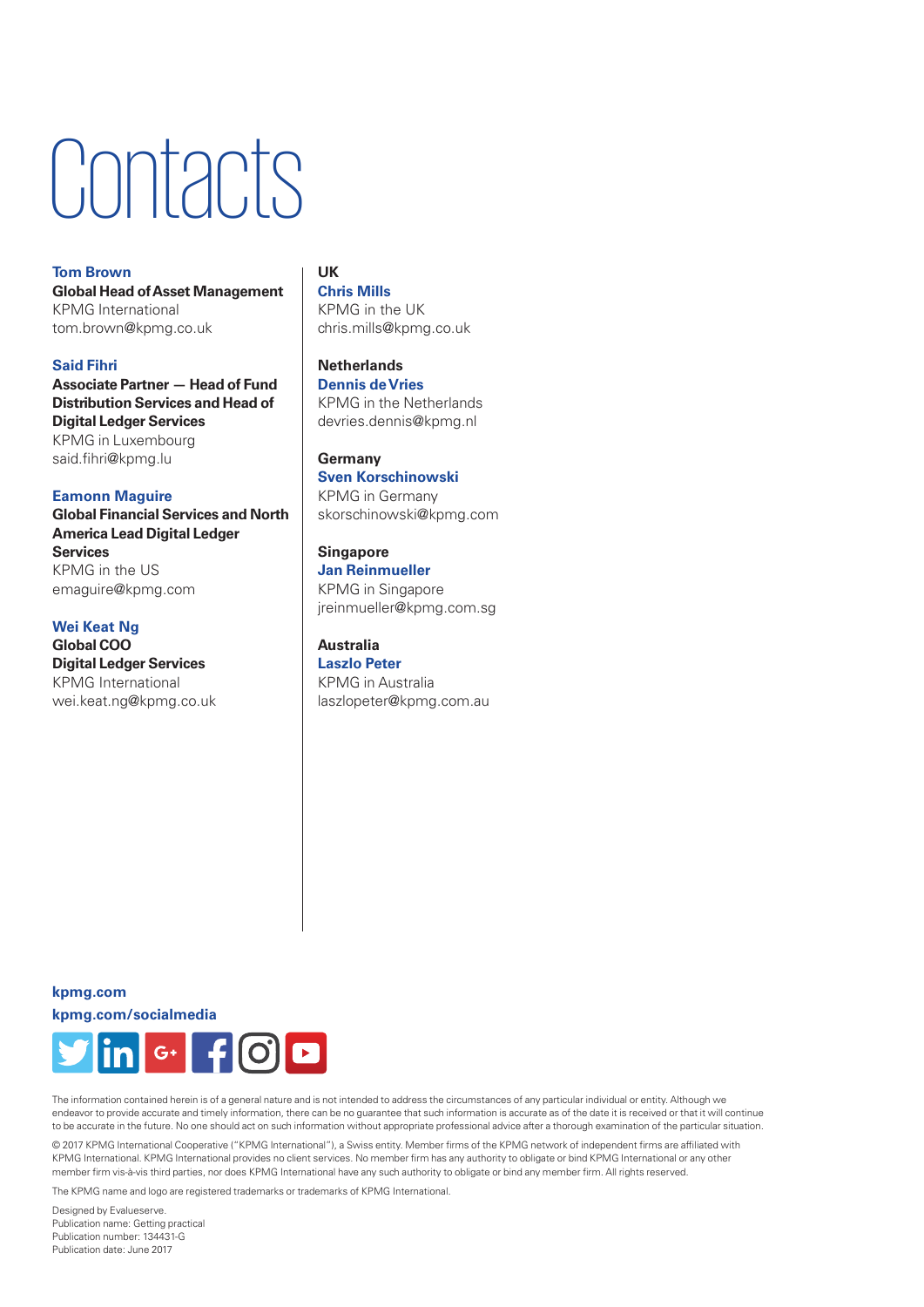# Contacts

**Tom Brown**
**Global Head of Asset Management**
KPMG International
tom.brown@kpmg.co.uk

**Said Fihri**
**Associate Partner — Head of Fund Distribution Services and Head of Digital Ledger Services**
KPMG in Luxembourg
said.fihri@kpmg.lu

**Eamonn Maguire**
**Global Financial Services and North America Lead Digital Ledger Services**
KPMG in the US
emaguire@kpmg.com

**Wei Keat Ng**
**Global COO**
**Digital Ledger Services**
KPMG International
wei.keat.ng@kpmg.co.uk

**UK**
**Chris Mills**
KPMG in the UK
chris.mills@kpmg.co.uk

**Netherlands**
**Dennis de Vries**
KPMG in the Netherlands
devries.dennis@kpmg.nl

**Germany**
**Sven Korschinowski**
KPMG in Germany
skorschinowski@kpmg.com

**Singapore**
**Jan Reinmueller**
KPMG in Singapore
jreinmueller@kpmg.com.sg

**Australia**
**Laszlo Peter**
KPMG in Australia
laszlopeter@kpmg.com.au

**kpmg.com**

**kpmg.com/socialmedia**

The information contained herein is of a general nature and is not intended to address the circumstances of any particular individual or entity. Although we endeavor to provide accurate and timely information, there can be no guarantee that such information is accurate as of the date it is received or that it will continue to be accurate in the future. No one should act on such information without appropriate professional advice after a thorough examination of the particular situation.

© 2017 KPMG International Cooperative ("KPMG International"), a Swiss entity. Member firms of the KPMG network of independent firms are affiliated with KPMG International. KPMG International provides no client services. No member firm has any authority to obligate or bind KPMG International or any other member firm vis-à-vis third parties, nor does KPMG International have any such authority to obligate or bind any member firm. All rights reserved.

The KPMG name and logo are registered trademarks or trademarks of KPMG International.

Designed by Evalueserve.
Publication name: Getting practical
Publication number: 134431-G
Publication date: June 2017